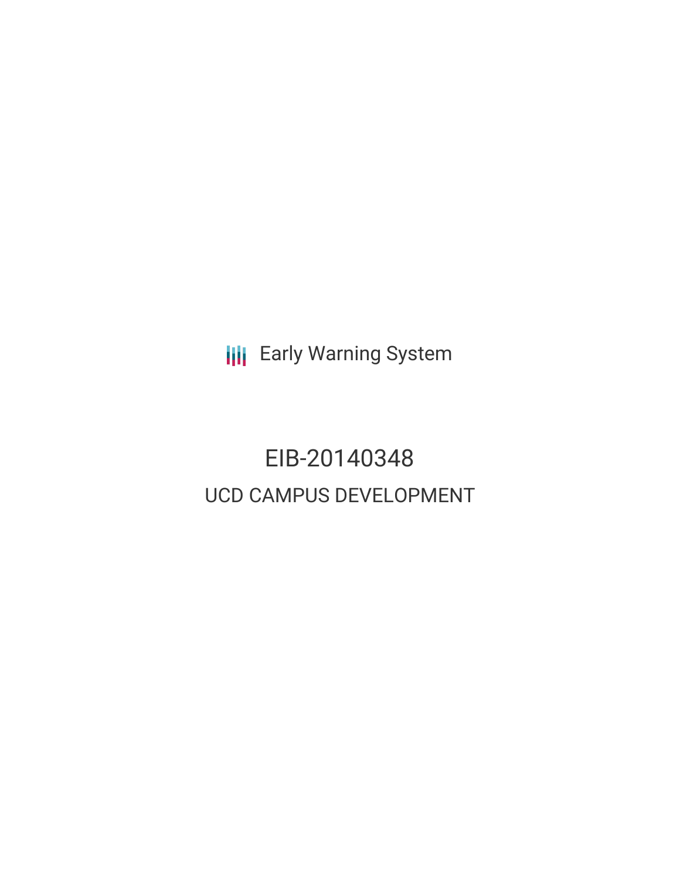Early Warning System

# EIB-20140348

## UCD CAMPUS DEVELOPMENT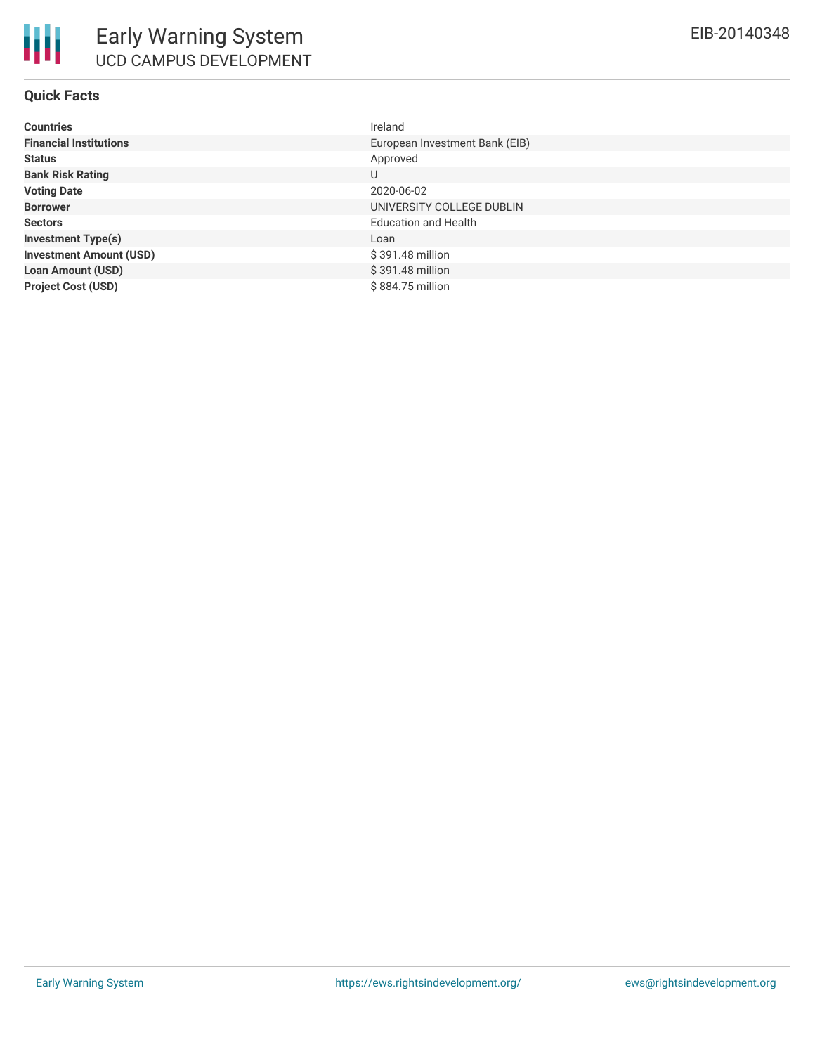# Early Warning System

## UCD CAMPUS DEVELOPMENT

EIB-20140348

### Quick Facts

| | |
|---|---|
| **Countries** | Ireland |
| **Financial Institutions** | European Investment Bank (EIB) |
| **Status** | Approved |
| **Bank Risk Rating** | U |
| **Voting Date** | 2020-06-02 |
| **Borrower** | UNIVERSITY COLLEGE DUBLIN |
| **Sectors** | Education and Health |
| **Investment Type(s)** | Loan |
| **Investment Amount (USD)** | $ 391.48 million |
| **Loan Amount (USD)** | $ 391.48 million |
| **Project Cost (USD)** | $ 884.75 million |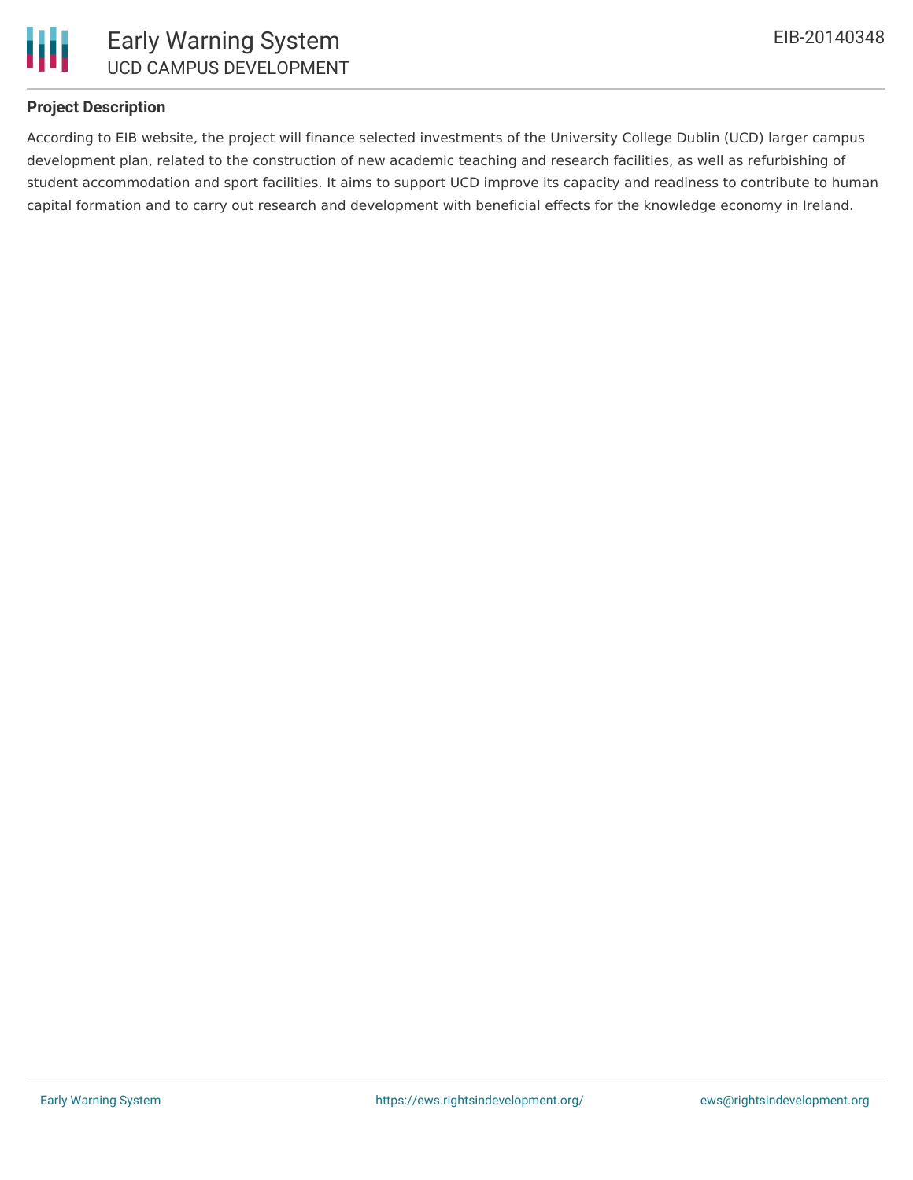### Project Description

According to EIB website, the project will finance selected investments of the University College Dublin (UCD) larger campus development plan, related to the construction of new academic teaching and research facilities, as well as refurbishing of student accommodation and sport facilities. It aims to support UCD improve its capacity and readiness to contribute to human capital formation and to carry out research and development with beneficial effects for the knowledge economy in Ireland.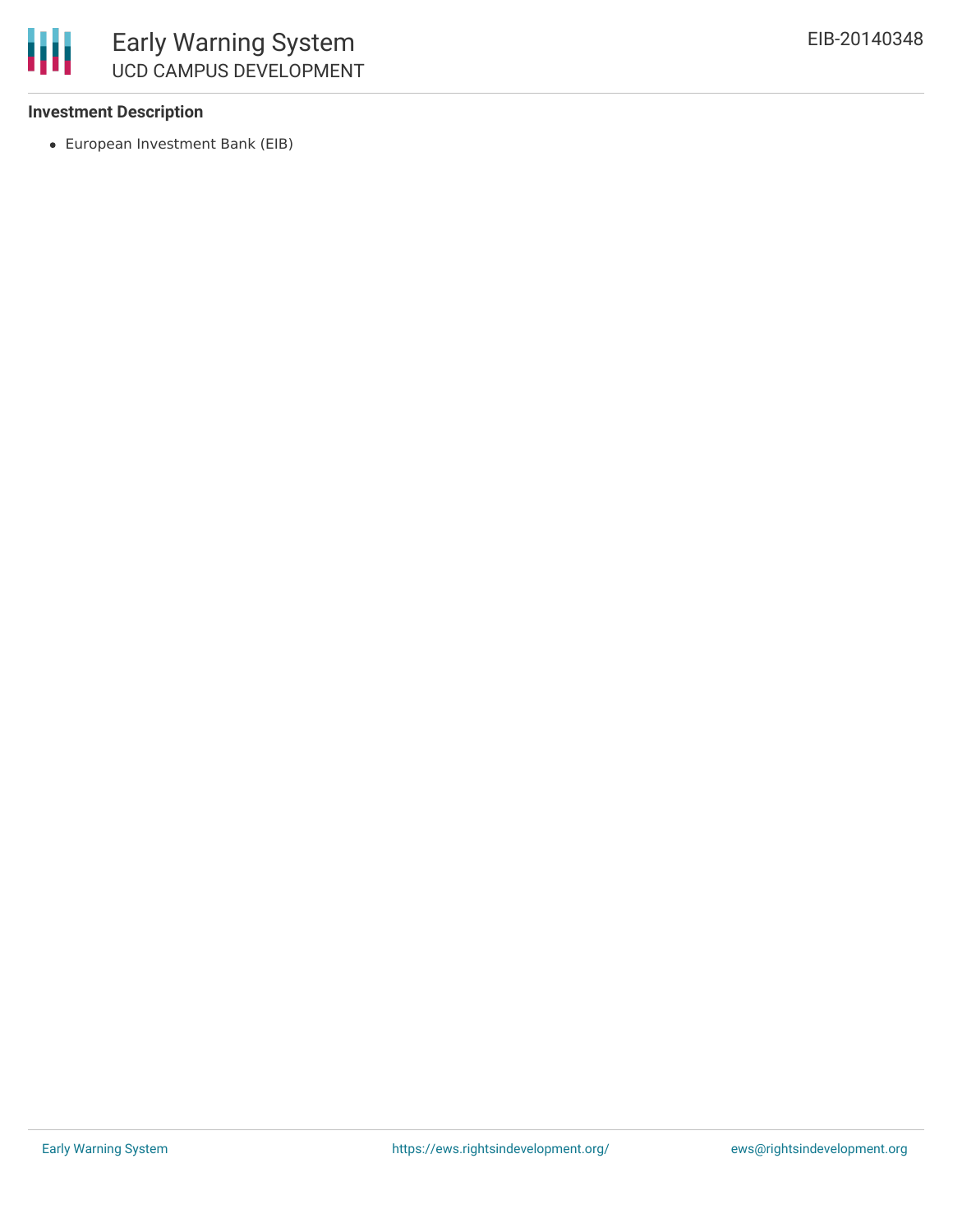**Investment Description**

- European Investment Bank (EIB)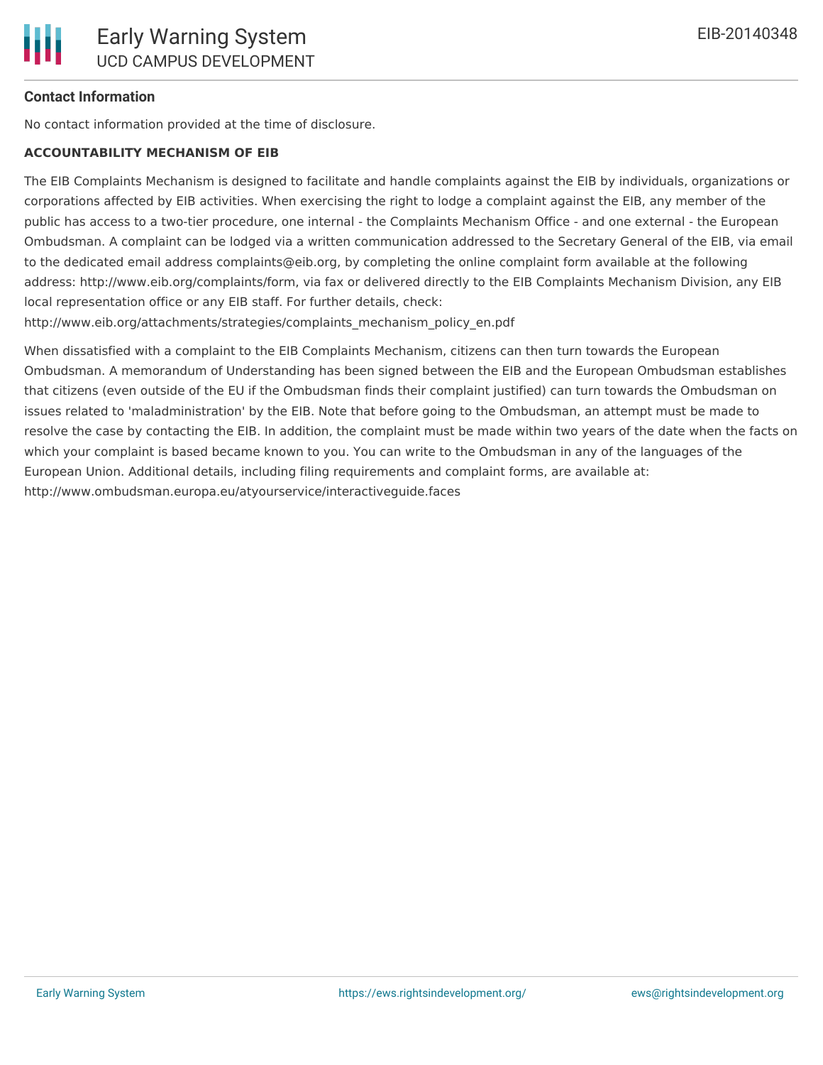#### Contact Information

No contact information provided at the time of disclosure.

#### ACCOUNTABILITY MECHANISM OF EIB

The EIB Complaints Mechanism is designed to facilitate and handle complaints against the EIB by individuals, organizations or corporations affected by EIB activities. When exercising the right to lodge a complaint against the EIB, any member of the public has access to a two-tier procedure, one internal - the Complaints Mechanism Office - and one external - the European Ombudsman. A complaint can be lodged via a written communication addressed to the Secretary General of the EIB, via email to the dedicated email address complaints@eib.org, by completing the online complaint form available at the following address: http://www.eib.org/complaints/form, via fax or delivered directly to the EIB Complaints Mechanism Division, any EIB local representation office or any EIB staff. For further details, check: http://www.eib.org/attachments/strategies/complaints_mechanism_policy_en.pdf

When dissatisfied with a complaint to the EIB Complaints Mechanism, citizens can then turn towards the European Ombudsman. A memorandum of Understanding has been signed between the EIB and the European Ombudsman establishes that citizens (even outside of the EU if the Ombudsman finds their complaint justified) can turn towards the Ombudsman on issues related to 'maladministration' by the EIB. Note that before going to the Ombudsman, an attempt must be made to resolve the case by contacting the EIB. In addition, the complaint must be made within two years of the date when the facts on which your complaint is based became known to you. You can write to the Ombudsman in any of the languages of the European Union. Additional details, including filing requirements and complaint forms, are available at: http://www.ombudsman.europa.eu/atyourservice/interactiveguide.faces